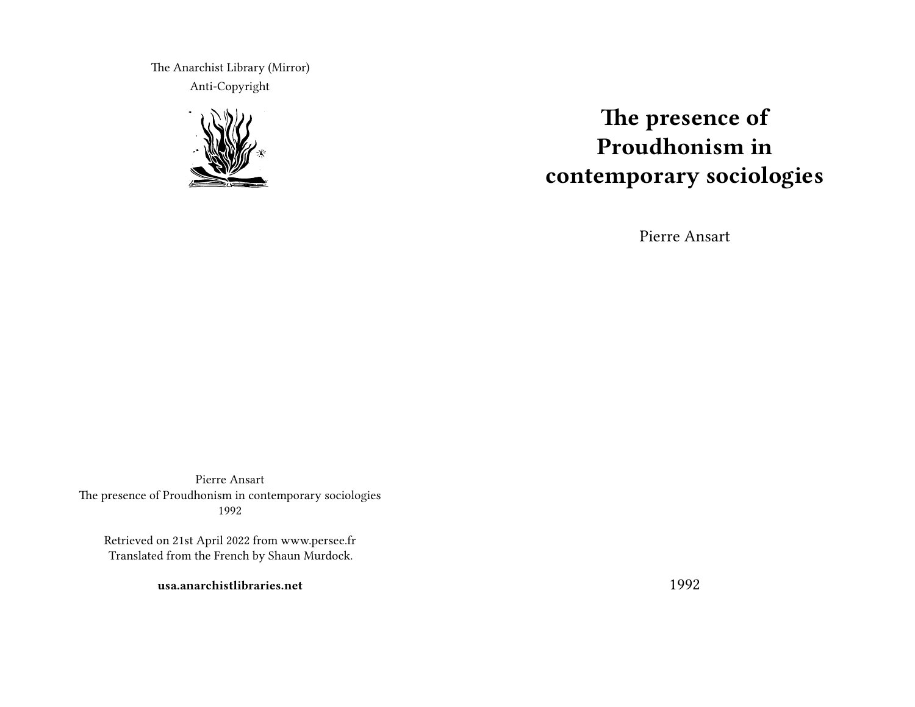The Anarchist Library (Mirror)
Anti-Copyright

Pierre Ansart
The presence of Proudhonism in contemporary sociologies
1992

Retrieved on 21st April 2022 from www.persee.fr
Translated from the French by Shaun Murdock.

**usa.anarchistlibraries.net**

# The presence of Proudhonism in contemporary sociologies

Pierre Ansart

1992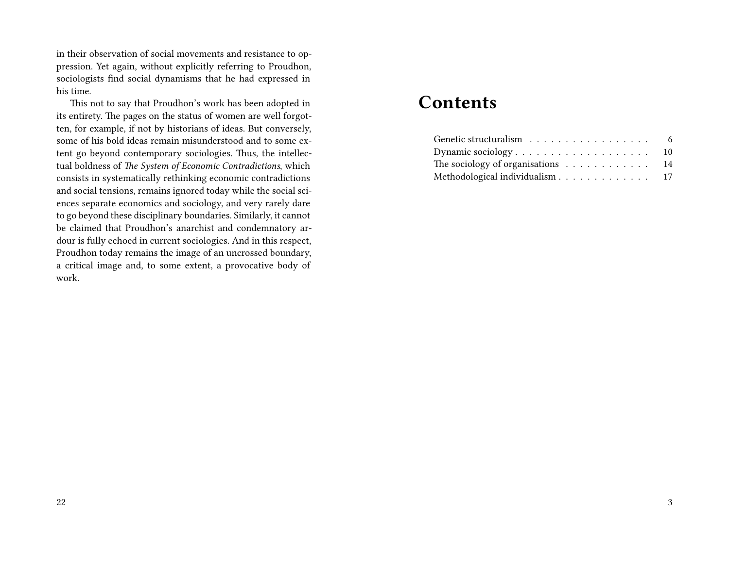in their observation of social movements and resistance to oppression. Yet again, without explicitly referring to Proudhon, sociologists find social dynamisms that he had expressed in his time.

This not to say that Proudhon's work has been adopted in its entirety. The pages on the status of women are well forgotten, for example, if not by historians of ideas. But conversely, some of his bold ideas remain misunderstood and to some extent go beyond contemporary sociologies. Thus, the intellectual boldness of *The System of Economic Contradictions*, which consists in systematically rethinking economic contradictions and social tensions, remains ignored today while the social sciences separate economics and sociology, and very rarely dare to go beyond these disciplinary boundaries. Similarly, it cannot be claimed that Proudhon's anarchist and condemnatory ardour is fully echoed in current sociologies. And in this respect, Proudhon today remains the image of an uncrossed boundary, a critical image and, to some extent, a provocative body of work.

# Contents

- Genetic structuralism . . . . . . . . . . . . . . . . . . 6
- Dynamic sociology . . . . . . . . . . . . . . . . . . . 10
- The sociology of organisations . . . . . . . . . . . . 14
- Methodological individualism . . . . . . . . . . . . . 17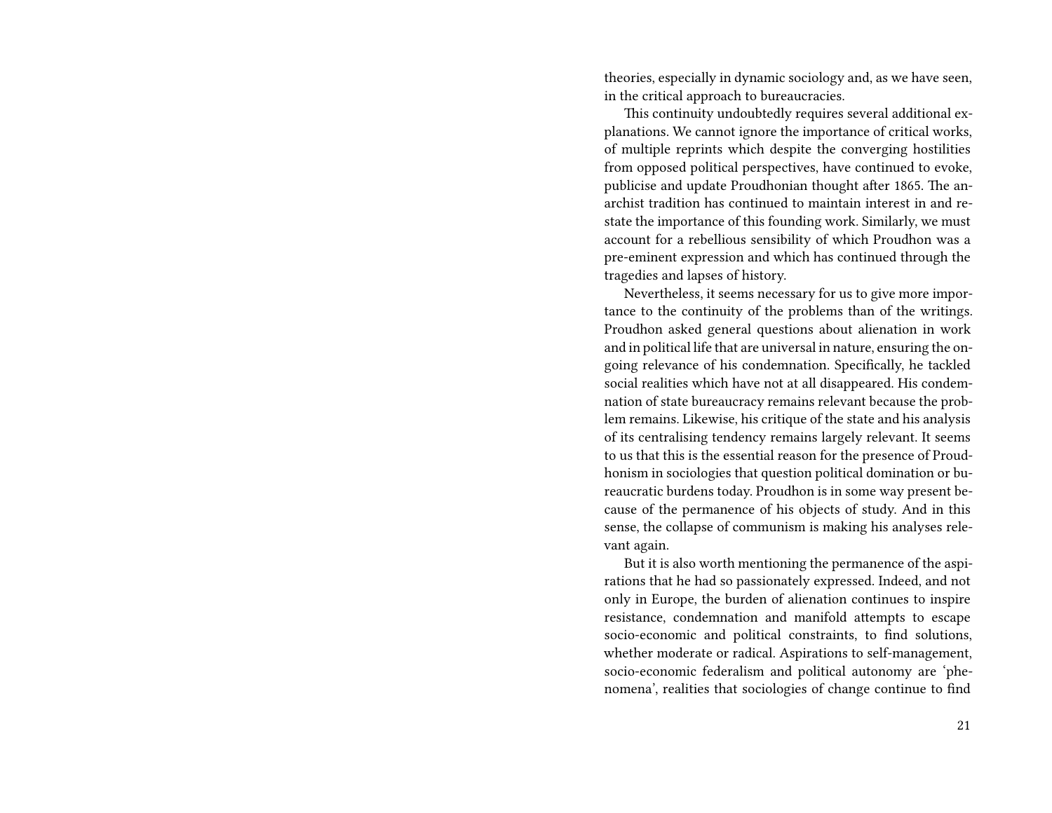theories, especially in dynamic sociology and, as we have seen, in the critical approach to bureaucracies.

This continuity undoubtedly requires several additional explanations. We cannot ignore the importance of critical works, of multiple reprints which despite the converging hostilities from opposed political perspectives, have continued to evoke, publicise and update Proudhonian thought after 1865. The anarchist tradition has continued to maintain interest in and restate the importance of this founding work. Similarly, we must account for a rebellious sensibility of which Proudhon was a pre-eminent expression and which has continued through the tragedies and lapses of history.

Nevertheless, it seems necessary for us to give more importance to the continuity of the problems than of the writings. Proudhon asked general questions about alienation in work and in political life that are universal in nature, ensuring the ongoing relevance of his condemnation. Specifically, he tackled social realities which have not at all disappeared. His condemnation of state bureaucracy remains relevant because the problem remains. Likewise, his critique of the state and his analysis of its centralising tendency remains largely relevant. It seems to us that this is the essential reason for the presence of Proudhonism in sociologies that question political domination or bureaucratic burdens today. Proudhon is in some way present because of the permanence of his objects of study. And in this sense, the collapse of communism is making his analyses relevant again.

But it is also worth mentioning the permanence of the aspirations that he had so passionately expressed. Indeed, and not only in Europe, the burden of alienation continues to inspire resistance, condemnation and manifold attempts to escape socio-economic and political constraints, to find solutions, whether moderate or radical. Aspirations to self-management, socio-economic federalism and political autonomy are 'phenomena', realities that sociologies of change continue to find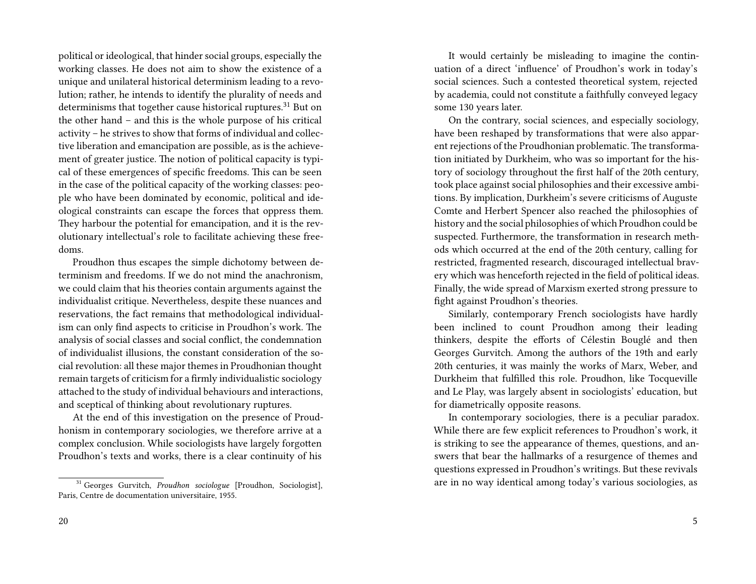political or ideological, that hinder social groups, especially the working classes. He does not aim to show the existence of a unique and unilateral historical determinism leading to a revolution; rather, he intends to identify the plurality of needs and determinisms that together cause historical ruptures.[31] But on the other hand – and this is the whole purpose of his critical activity – he strives to show that forms of individual and collective liberation and emancipation are possible, as is the achievement of greater justice. The notion of political capacity is typical of these emergences of specific freedoms. This can be seen in the case of the political capacity of the working classes: people who have been dominated by economic, political and ideological constraints can escape the forces that oppress them. They harbour the potential for emancipation, and it is the revolutionary intellectual's role to facilitate achieving these freedoms.

Proudhon thus escapes the simple dichotomy between determinism and freedoms. If we do not mind the anachronism, we could claim that his theories contain arguments against the individualist critique. Nevertheless, despite these nuances and reservations, the fact remains that methodological individualism can only find aspects to criticise in Proudhon's work. The analysis of social classes and social conflict, the condemnation of individualist illusions, the constant consideration of the social revolution: all these major themes in Proudhonian thought remain targets of criticism for a firmly individualistic sociology attached to the study of individual behaviours and interactions, and sceptical of thinking about revolutionary ruptures.

At the end of this investigation on the presence of Proudhonism in contemporary sociologies, we therefore arrive at a complex conclusion. While sociologists have largely forgotten Proudhon's texts and works, there is a clear continuity of his

[31] Georges Gurvitch, *Proudhon sociologue* [Proudhon, Sociologist], Paris, Centre de documentation universitaire, 1955.

It would certainly be misleading to imagine the continuation of a direct 'influence' of Proudhon's work in today's social sciences. Such a contested theoretical system, rejected by academia, could not constitute a faithfully conveyed legacy some 130 years later.

On the contrary, social sciences, and especially sociology, have been reshaped by transformations that were also apparent rejections of the Proudhonian problematic. The transformation initiated by Durkheim, who was so important for the history of sociology throughout the first half of the 20th century, took place against social philosophies and their excessive ambitions. By implication, Durkheim's severe criticisms of Auguste Comte and Herbert Spencer also reached the philosophies of history and the social philosophies of which Proudhon could be suspected. Furthermore, the transformation in research methods which occurred at the end of the 20th century, calling for restricted, fragmented research, discouraged intellectual bravery which was henceforth rejected in the field of political ideas. Finally, the wide spread of Marxism exerted strong pressure to fight against Proudhon's theories.

Similarly, contemporary French sociologists have hardly been inclined to count Proudhon among their leading thinkers, despite the efforts of Célestin Bouglé and then Georges Gurvitch. Among the authors of the 19th and early 20th centuries, it was mainly the works of Marx, Weber, and Durkheim that fulfilled this role. Proudhon, like Tocqueville and Le Play, was largely absent in sociologists' education, but for diametrically opposite reasons.

In contemporary sociologies, there is a peculiar paradox. While there are few explicit references to Proudhon's work, it is striking to see the appearance of themes, questions, and answers that bear the hallmarks of a resurgence of themes and questions expressed in Proudhon's writings. But these revivals are in no way identical among today's various sociologies, as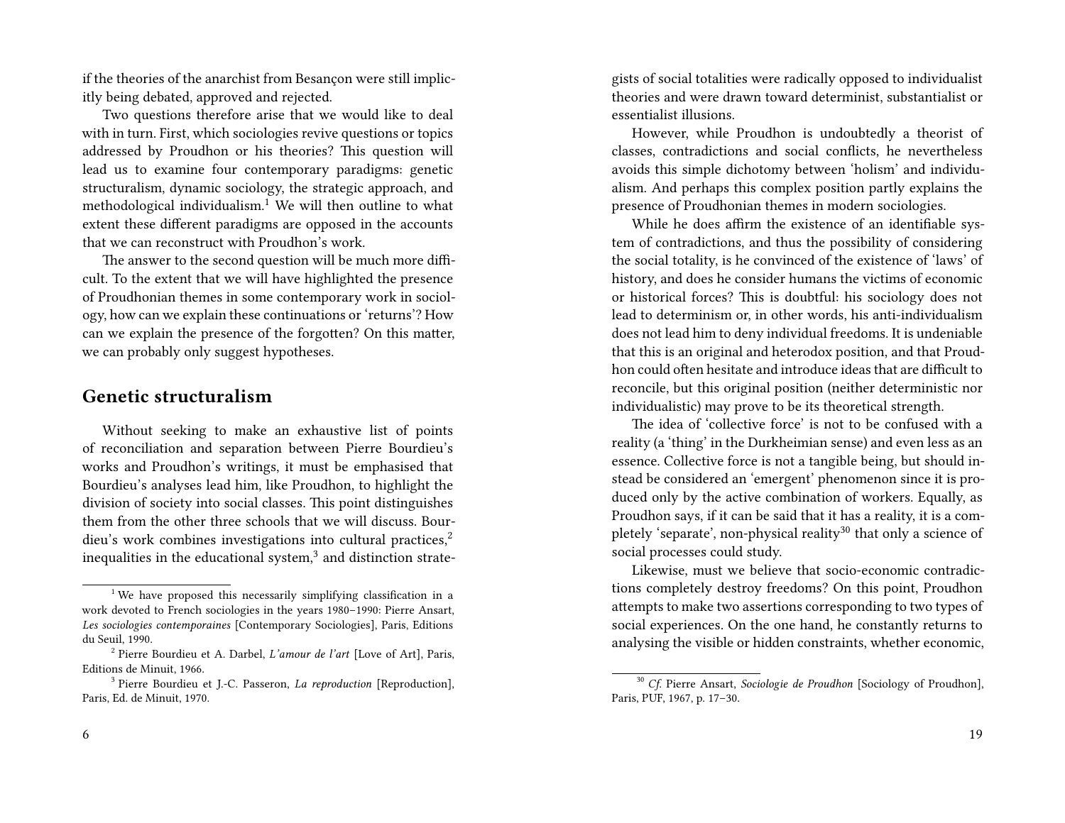if the theories of the anarchist from Besançon were still implicitly being debated, approved and rejected.

Two questions therefore arise that we would like to deal with in turn. First, which sociologies revive questions or topics addressed by Proudhon or his theories? This question will lead us to examine four contemporary paradigms: genetic structuralism, dynamic sociology, the strategic approach, and methodological individualism.[1] We will then outline to what extent these different paradigms are opposed in the accounts that we can reconstruct with Proudhon's work.

The answer to the second question will be much more difficult. To the extent that we will have highlighted the presence of Proudhonian themes in some contemporary work in sociology, how can we explain these continuations or 'returns'? How can we explain the presence of the forgotten? On this matter, we can probably only suggest hypotheses.

## Genetic structuralism

Without seeking to make an exhaustive list of points of reconciliation and separation between Pierre Bourdieu's works and Proudhon's writings, it must be emphasised that Bourdieu's analyses lead him, like Proudhon, to highlight the division of society into social classes. This point distinguishes them from the other three schools that we will discuss. Bourdieu's work combines investigations into cultural practices,[2] inequalities in the educational system,[3] and distinction strate-

[1] We have proposed this necessarily simplifying classification in a work devoted to French sociologies in the years 1980–1990: Pierre Ansart, *Les sociologies contemporaines* [Contemporary Sociologies], Paris, Editions du Seuil, 1990.

[2] Pierre Bourdieu et A. Darbel, *L'amour de l'art* [Love of Art], Paris, Editions de Minuit, 1966.

[3] Pierre Bourdieu et J.-C. Passeron, *La reproduction* [Reproduction], Paris, Ed. de Minuit, 1970.

gists of social totalities were radically opposed to individualist theories and were drawn toward determinist, substantialist or essentialist illusions.

However, while Proudhon is undoubtedly a theorist of classes, contradictions and social conflicts, he nevertheless avoids this simple dichotomy between 'holism' and individualism. And perhaps this complex position partly explains the presence of Proudhonian themes in modern sociologies.

While he does affirm the existence of an identifiable system of contradictions, and thus the possibility of considering the social totality, is he convinced of the existence of 'laws' of history, and does he consider humans the victims of economic or historical forces? This is doubtful: his sociology does not lead to determinism or, in other words, his anti-individualism does not lead him to deny individual freedoms. It is undeniable that this is an original and heterodox position, and that Proudhon could often hesitate and introduce ideas that are difficult to reconcile, but this original position (neither deterministic nor individualistic) may prove to be its theoretical strength.

The idea of 'collective force' is not to be confused with a reality (a 'thing' in the Durkheimian sense) and even less as an essence. Collective force is not a tangible being, but should instead be considered an 'emergent' phenomenon since it is produced only by the active combination of workers. Equally, as Proudhon says, if it can be said that it has a reality, it is a completely 'separate', non-physical reality[30] that only a science of social processes could study.

Likewise, must we believe that socio-economic contradictions completely destroy freedoms? On this point, Proudhon attempts to make two assertions corresponding to two types of social experiences. On the one hand, he constantly returns to analysing the visible or hidden constraints, whether economic,

[30] *Cf.* Pierre Ansart, *Sociologie de Proudhon* [Sociology of Proudhon], Paris, PUF, 1967, p. 17–30.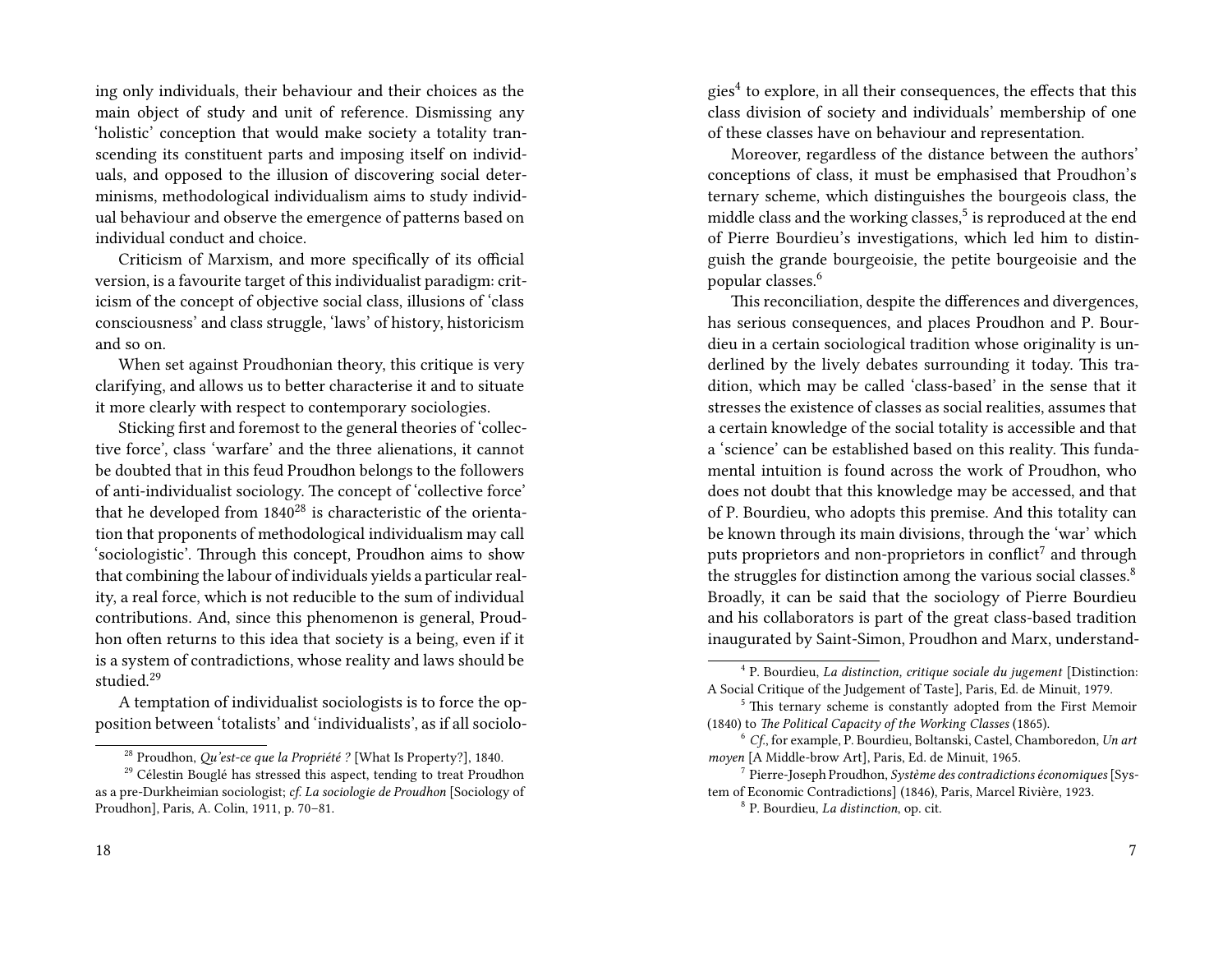ing only individuals, their behaviour and their choices as the main object of study and unit of reference. Dismissing any 'holistic' conception that would make society a totality transcending its constituent parts and imposing itself on individuals, and opposed to the illusion of discovering social determinisms, methodological individualism aims to study individual behaviour and observe the emergence of patterns based on individual conduct and choice.

Criticism of Marxism, and more specifically of its official version, is a favourite target of this individualist paradigm: criticism of the concept of objective social class, illusions of 'class consciousness' and class struggle, 'laws' of history, historicism and so on.

When set against Proudhonian theory, this critique is very clarifying, and allows us to better characterise it and to situate it more clearly with respect to contemporary sociologies.

Sticking first and foremost to the general theories of 'collective force', class 'warfare' and the three alienations, it cannot be doubted that in this feud Proudhon belongs to the followers of anti-individualist sociology. The concept of 'collective force' that he developed from 1840[28] is characteristic of the orientation that proponents of methodological individualism may call 'sociologistic'. Through this concept, Proudhon aims to show that combining the labour of individuals yields a particular reality, a real force, which is not reducible to the sum of individual contributions. And, since this phenomenon is general, Proudhon often returns to this idea that society is a being, even if it is a system of contradictions, whose reality and laws should be studied.[29]

A temptation of individualist sociologists is to force the opposition between 'totalists' and 'individualists', as if all sociologies[4] to explore, in all their consequences, the effects that this class division of society and individuals' membership of one of these classes have on behaviour and representation.

Moreover, regardless of the distance between the authors' conceptions of class, it must be emphasised that Proudhon's ternary scheme, which distinguishes the bourgeois class, the middle class and the working classes,[5] is reproduced at the end of Pierre Bourdieu's investigations, which led him to distinguish the grande bourgeoisie, the petite bourgeoisie and the popular classes.[6]

This reconciliation, despite the differences and divergences, has serious consequences, and places Proudhon and P. Bourdieu in a certain sociological tradition whose originality is underlined by the lively debates surrounding it today. This tradition, which may be called 'class-based' in the sense that it stresses the existence of classes as social realities, assumes that a certain knowledge of the social totality is accessible and that a 'science' can be established based on this reality. This fundamental intuition is found across the work of Proudhon, who does not doubt that this knowledge may be accessed, and that of P. Bourdieu, who adopts this premise. And this totality can be known through its main divisions, through the 'war' which puts proprietors and non-proprietors in conflict[7] and through the struggles for distinction among the various social classes.[8] Broadly, it can be said that the sociology of Pierre Bourdieu and his collaborators is part of the great class-based tradition inaugurated by Saint-Simon, Proudhon and Marx, understand-

[28] Proudhon, *Qu'est-ce que la Propriété ?* [What Is Property?], 1840.

[29] Célestin Bouglé has stressed this aspect, tending to treat Proudhon as a pre-Durkheimian sociologist; *cf. La sociologie de Proudhon* [Sociology of Proudhon], Paris, A. Colin, 1911, p. 70–81.

[4] P. Bourdieu, *La distinction, critique sociale du jugement* [Distinction: A Social Critique of the Judgement of Taste], Paris, Ed. de Minuit, 1979.

[5] This ternary scheme is constantly adopted from the First Memoir (1840) to *The Political Capacity of the Working Classes* (1865).

[6] *Cf.*, for example, P. Bourdieu, Boltanski, Castel, Chamboredon, *Un art moyen* [A Middle-brow Art], Paris, Ed. de Minuit, 1965.

[7] Pierre-Joseph Proudhon, *Système des contradictions économiques* [System of Economic Contradictions] (1846), Paris, Marcel Rivière, 1923.

[8] P. Bourdieu, *La distinction*, op. cit.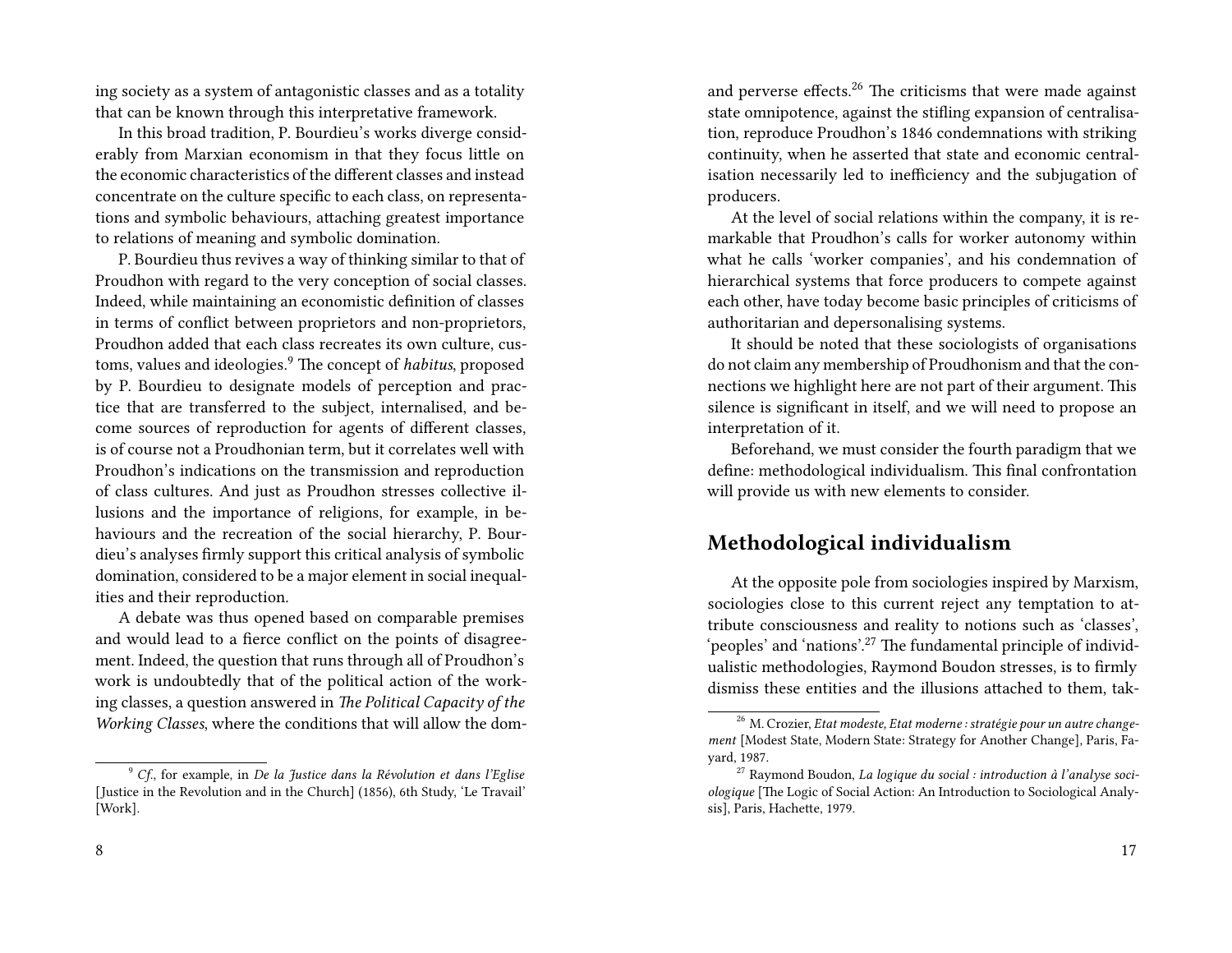ing society as a system of antagonistic classes and as a totality that can be known through this interpretative framework.

In this broad tradition, P. Bourdieu's works diverge considerably from Marxian economism in that they focus little on the economic characteristics of the different classes and instead concentrate on the culture specific to each class, on representations and symbolic behaviours, attaching greatest importance to relations of meaning and symbolic domination.

P. Bourdieu thus revives a way of thinking similar to that of Proudhon with regard to the very conception of social classes. Indeed, while maintaining an economistic definition of classes in terms of conflict between proprietors and non-proprietors, Proudhon added that each class recreates its own culture, customs, values and ideologies.[9] The concept of *habitus*, proposed by P. Bourdieu to designate models of perception and practice that are transferred to the subject, internalised, and become sources of reproduction for agents of different classes, is of course not a Proudhonian term, but it correlates well with Proudhon's indications on the transmission and reproduction of class cultures. And just as Proudhon stresses collective illusions and the importance of religions, for example, in behaviours and the recreation of the social hierarchy, P. Bourdieu's analyses firmly support this critical analysis of symbolic domination, considered to be a major element in social inequalities and their reproduction.

A debate was thus opened based on comparable premises and would lead to a fierce conflict on the points of disagreement. Indeed, the question that runs through all of Proudhon's work is undoubtedly that of the political action of the working classes, a question answered in *The Political Capacity of the Working Classes*, where the conditions that will allow the dom-

[9] *Cf.*, for example, in *De la Justice dans la Révolution et dans l'Eglise* [Justice in the Revolution and in the Church] (1856), 6th Study, 'Le Travail' [Work].

and perverse effects.[26] The criticisms that were made against state omnipotence, against the stifling expansion of centralisation, reproduce Proudhon's 1846 condemnations with striking continuity, when he asserted that state and economic centralisation necessarily led to inefficiency and the subjugation of producers.

At the level of social relations within the company, it is remarkable that Proudhon's calls for worker autonomy within what he calls 'worker companies', and his condemnation of hierarchical systems that force producers to compete against each other, have today become basic principles of criticisms of authoritarian and depersonalising systems.

It should be noted that these sociologists of organisations do not claim any membership of Proudhonism and that the connections we highlight here are not part of their argument. This silence is significant in itself, and we will need to propose an interpretation of it.

Beforehand, we must consider the fourth paradigm that we define: methodological individualism. This final confrontation will provide us with new elements to consider.

## Methodological individualism

At the opposite pole from sociologies inspired by Marxism, sociologies close to this current reject any temptation to attribute consciousness and reality to notions such as 'classes', 'peoples' and 'nations'.[27] The fundamental principle of individualistic methodologies, Raymond Boudon stresses, is to firmly dismiss these entities and the illusions attached to them, tak-

[26] M. Crozier, *Etat modeste, Etat moderne : stratégie pour un autre changement* [Modest State, Modern State: Strategy for Another Change], Paris, Fayard, 1987.

[27] Raymond Boudon, *La logique du social : introduction à l'analyse sociologique* [The Logic of Social Action: An Introduction to Sociological Analysis], Paris, Hachette, 1979.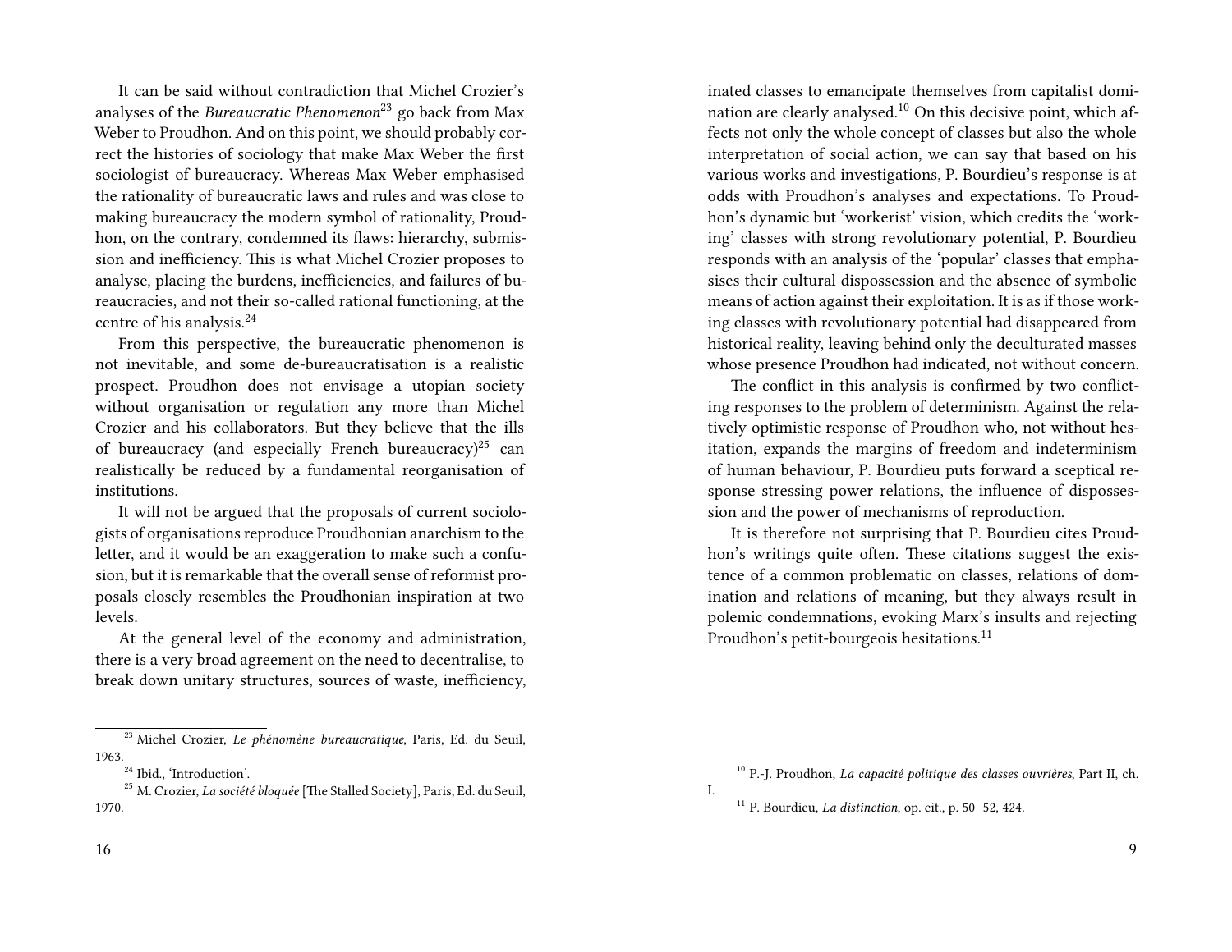It can be said without contradiction that Michel Crozier's analyses of the *Bureaucratic Phenomenon*[23] go back from Max Weber to Proudhon. And on this point, we should probably correct the histories of sociology that make Max Weber the first sociologist of bureaucracy. Whereas Max Weber emphasised the rationality of bureaucratic laws and rules and was close to making bureaucracy the modern symbol of rationality, Proudhon, on the contrary, condemned its flaws: hierarchy, submission and inefficiency. This is what Michel Crozier proposes to analyse, placing the burdens, inefficiencies, and failures of bureaucracies, and not their so-called rational functioning, at the centre of his analysis.[24]

From this perspective, the bureaucratic phenomenon is not inevitable, and some de-bureaucratisation is a realistic prospect. Proudhon does not envisage a utopian society without organisation or regulation any more than Michel Crozier and his collaborators. But they believe that the ills of bureaucracy (and especially French bureaucracy)[25] can realistically be reduced by a fundamental reorganisation of institutions.

It will not be argued that the proposals of current sociologists of organisations reproduce Proudhonian anarchism to the letter, and it would be an exaggeration to make such a confusion, but it is remarkable that the overall sense of reformist proposals closely resembles the Proudhonian inspiration at two levels.

At the general level of the economy and administration, there is a very broad agreement on the need to decentralise, to break down unitary structures, sources of waste, inefficiency,

[23] Michel Crozier, *Le phénomène bureaucratique*, Paris, Ed. du Seuil, 1963.

[24] Ibid., 'Introduction'.

[25] M. Crozier, *La société bloquée* [The Stalled Society], Paris, Ed. du Seuil, 1970.

inated classes to emancipate themselves from capitalist domination are clearly analysed.[10] On this decisive point, which affects not only the whole concept of classes but also the whole interpretation of social action, we can say that based on his various works and investigations, P. Bourdieu's response is at odds with Proudhon's analyses and expectations. To Proudhon's dynamic but 'workerist' vision, which credits the 'working' classes with strong revolutionary potential, P. Bourdieu responds with an analysis of the 'popular' classes that emphasises their cultural dispossession and the absence of symbolic means of action against their exploitation. It is as if those working classes with revolutionary potential had disappeared from historical reality, leaving behind only the deculturated masses whose presence Proudhon had indicated, not without concern.

The conflict in this analysis is confirmed by two conflicting responses to the problem of determinism. Against the relatively optimistic response of Proudhon who, not without hesitation, expands the margins of freedom and indeterminism of human behaviour, P. Bourdieu puts forward a sceptical response stressing power relations, the influence of dispossession and the power of mechanisms of reproduction.

It is therefore not surprising that P. Bourdieu cites Proudhon's writings quite often. These citations suggest the existence of a common problematic on classes, relations of domination and relations of meaning, but they always result in polemic condemnations, evoking Marx's insults and rejecting Proudhon's petit-bourgeois hesitations.[11]

[10] P.-J. Proudhon, *La capacité politique des classes ouvrières*, Part II, ch. I.

[11] P. Bourdieu, *La distinction*, op. cit., p. 50–52, 424.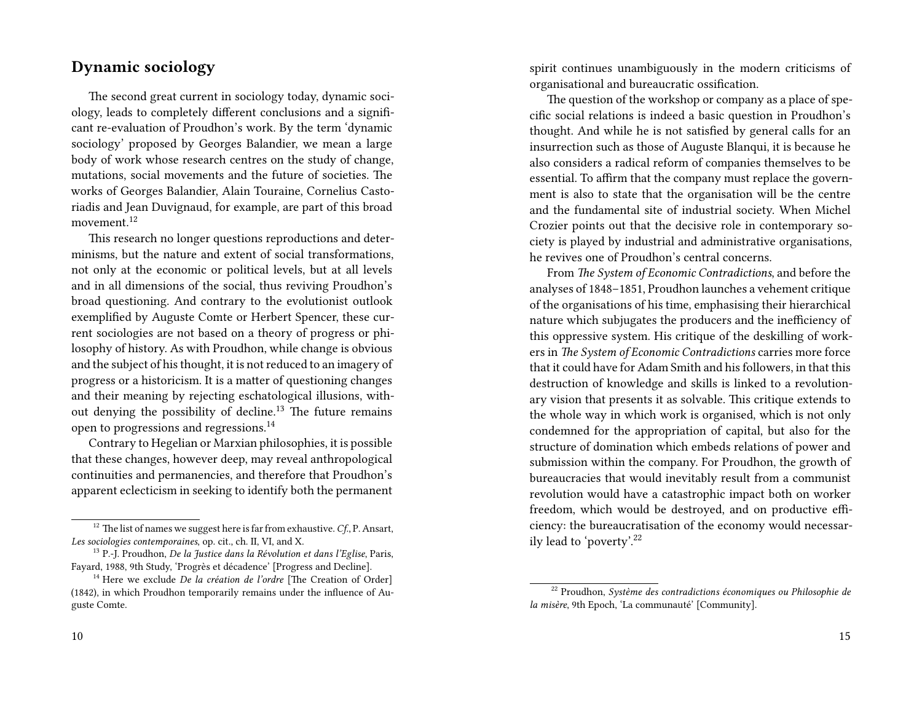## Dynamic sociology

The second great current in sociology today, dynamic sociology, leads to completely different conclusions and a significant re-evaluation of Proudhon's work. By the term 'dynamic sociology' proposed by Georges Balandier, we mean a large body of work whose research centres on the study of change, mutations, social movements and the future of societies. The works of Georges Balandier, Alain Touraine, Cornelius Castoriadis and Jean Duvignaud, for example, are part of this broad movement.[12]

This research no longer questions reproductions and determinisms, but the nature and extent of social transformations, not only at the economic or political levels, but at all levels and in all dimensions of the social, thus reviving Proudhon's broad questioning. And contrary to the evolutionist outlook exemplified by Auguste Comte or Herbert Spencer, these current sociologies are not based on a theory of progress or philosophy of history. As with Proudhon, while change is obvious and the subject of his thought, it is not reduced to an imagery of progress or a historicism. It is a matter of questioning changes and their meaning by rejecting eschatological illusions, without denying the possibility of decline.[13] The future remains open to progressions and regressions.[14]

Contrary to Hegelian or Marxian philosophies, it is possible that these changes, however deep, may reveal anthropological continuities and permanencies, and therefore that Proudhon's apparent eclecticism in seeking to identify both the permanent

[12] The list of names we suggest here is far from exhaustive. *Cf.*, P. Ansart, *Les sociologies contemporaines,* op. cit., ch. II, VI, and X.

[13] P.-J. Proudhon, *De la Justice dans la Révolution et dans l'Eglise*, Paris, Fayard, 1988, 9th Study, 'Progrès et décadence' [Progress and Decline].

[14] Here we exclude *De la création de l'ordre* [The Creation of Order] (1842), in which Proudhon temporarily remains under the influence of Auguste Comte.

spirit continues unambiguously in the modern criticisms of organisational and bureaucratic ossification.

The question of the workshop or company as a place of specific social relations is indeed a basic question in Proudhon's thought. And while he is not satisfied by general calls for an insurrection such as those of Auguste Blanqui, it is because he also considers a radical reform of companies themselves to be essential. To affirm that the company must replace the government is also to state that the organisation will be the centre and the fundamental site of industrial society. When Michel Crozier points out that the decisive role in contemporary society is played by industrial and administrative organisations, he revives one of Proudhon's central concerns.

From *The System of Economic Contradictions*, and before the analyses of 1848–1851, Proudhon launches a vehement critique of the organisations of his time, emphasising their hierarchical nature which subjugates the producers and the inefficiency of this oppressive system. His critique of the deskilling of workers in *The System of Economic Contradictions* carries more force that it could have for Adam Smith and his followers, in that this destruction of knowledge and skills is linked to a revolutionary vision that presents it as solvable. This critique extends to the whole way in which work is organised, which is not only condemned for the appropriation of capital, but also for the structure of domination which embeds relations of power and submission within the company. For Proudhon, the growth of bureaucracies that would inevitably result from a communist revolution would have a catastrophic impact both on worker freedom, which would be destroyed, and on productive efficiency: the bureaucratisation of the economy would necessarily lead to 'poverty'.[22]

[22] Proudhon, *Système des contradictions économiques ou Philosophie de la misère*, 9th Epoch, 'La communauté' [Community].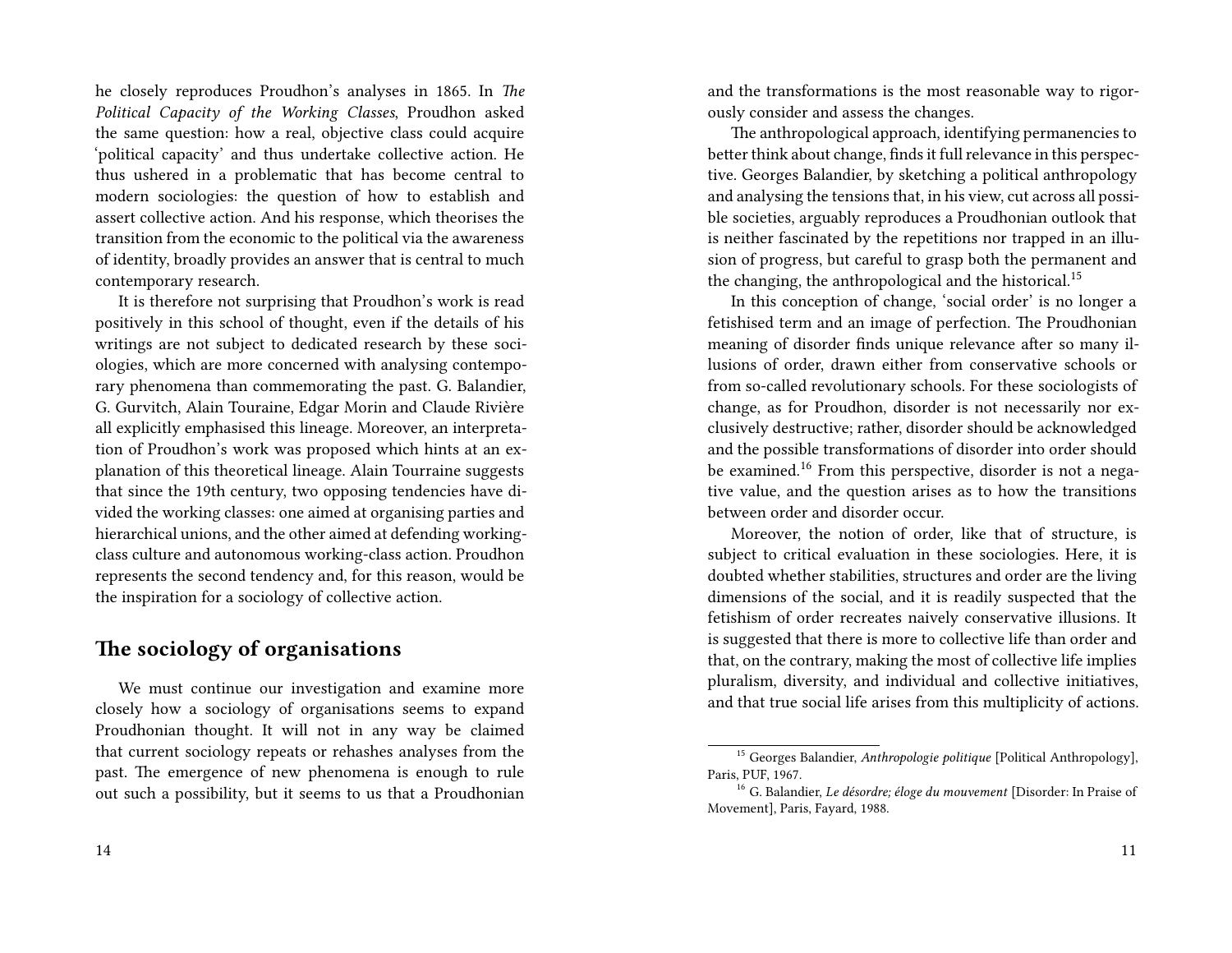he closely reproduces Proudhon's analyses in 1865. In *The Political Capacity of the Working Classes*, Proudhon asked the same question: how a real, objective class could acquire 'political capacity' and thus undertake collective action. He thus ushered in a problematic that has become central to modern sociologies: the question of how to establish and assert collective action. And his response, which theorises the transition from the economic to the political via the awareness of identity, broadly provides an answer that is central to much contemporary research.

It is therefore not surprising that Proudhon's work is read positively in this school of thought, even if the details of his writings are not subject to dedicated research by these sociologies, which are more concerned with analysing contemporary phenomena than commemorating the past. G. Balandier, G. Gurvitch, Alain Touraine, Edgar Morin and Claude Rivière all explicitly emphasised this lineage. Moreover, an interpretation of Proudhon's work was proposed which hints at an explanation of this theoretical lineage. Alain Tourraine suggests that since the 19th century, two opposing tendencies have divided the working classes: one aimed at organising parties and hierarchical unions, and the other aimed at defending working-class culture and autonomous working-class action. Proudhon represents the second tendency and, for this reason, would be the inspiration for a sociology of collective action.

## The sociology of organisations

We must continue our investigation and examine more closely how a sociology of organisations seems to expand Proudhonian thought. It will not in any way be claimed that current sociology repeats or rehashes analyses from the past. The emergence of new phenomena is enough to rule out such a possibility, but it seems to us that a Proudhonian

and the transformations is the most reasonable way to rigorously consider and assess the changes.

The anthropological approach, identifying permanencies to better think about change, finds it full relevance in this perspective. Georges Balandier, by sketching a political anthropology and analysing the tensions that, in his view, cut across all possible societies, arguably reproduces a Proudhonian outlook that is neither fascinated by the repetitions nor trapped in an illusion of progress, but careful to grasp both the permanent and the changing, the anthropological and the historical.[15]

In this conception of change, 'social order' is no longer a fetishised term and an image of perfection. The Proudhonian meaning of disorder finds unique relevance after so many illusions of order, drawn either from conservative schools or from so-called revolutionary schools. For these sociologists of change, as for Proudhon, disorder is not necessarily nor exclusively destructive; rather, disorder should be acknowledged and the possible transformations of disorder into order should be examined.[16] From this perspective, disorder is not a negative value, and the question arises as to how the transitions between order and disorder occur.

Moreover, the notion of order, like that of structure, is subject to critical evaluation in these sociologies. Here, it is doubted whether stabilities, structures and order are the living dimensions of the social, and it is readily suspected that the fetishism of order recreates naively conservative illusions. It is suggested that there is more to collective life than order and that, on the contrary, making the most of collective life implies pluralism, diversity, and individual and collective initiatives, and that true social life arises from this multiplicity of actions.

[15] Georges Balandier, *Anthropologie politique* [Political Anthropology], Paris, PUF, 1967.

[16] G. Balandier, *Le désordre; éloge du mouvement* [Disorder: In Praise of Movement], Paris, Fayard, 1988.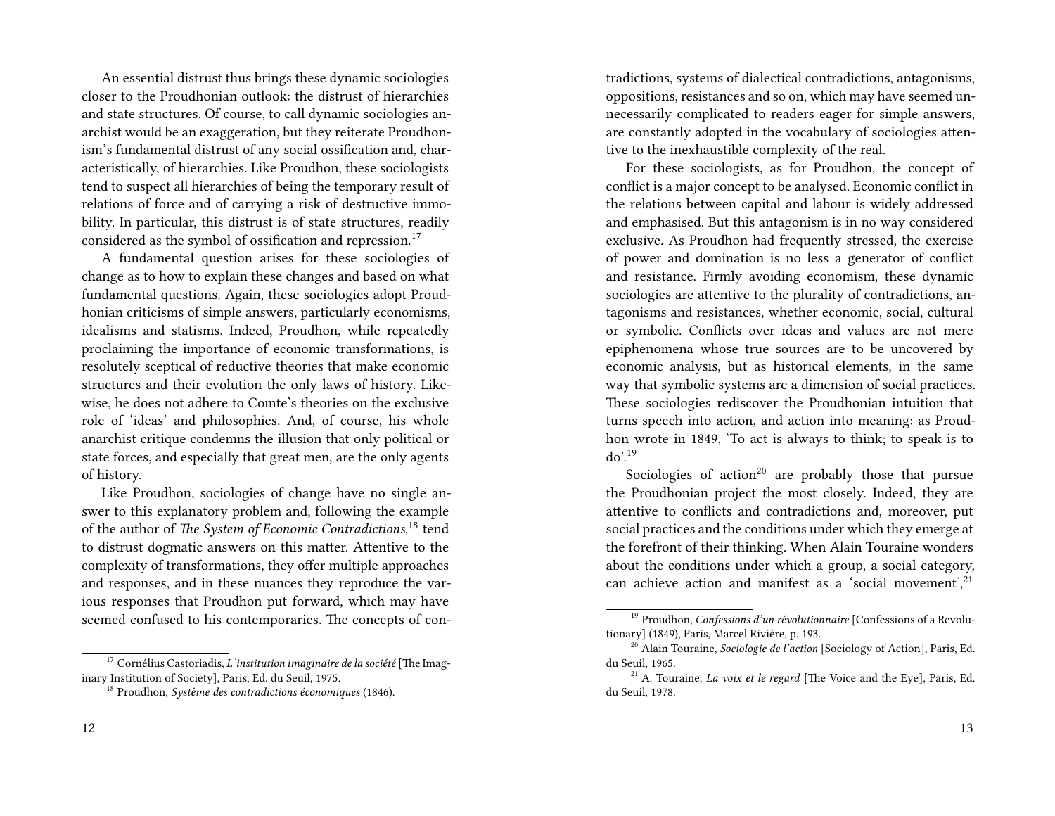An essential distrust thus brings these dynamic sociologies closer to the Proudhonian outlook: the distrust of hierarchies and state structures. Of course, to call dynamic sociologies anarchist would be an exaggeration, but they reiterate Proudhonism's fundamental distrust of any social ossification and, characteristically, of hierarchies. Like Proudhon, these sociologists tend to suspect all hierarchies of being the temporary result of relations of force and of carrying a risk of destructive immobility. In particular, this distrust is of state structures, readily considered as the symbol of ossification and repression.[17]

A fundamental question arises for these sociologies of change as to how to explain these changes and based on what fundamental questions. Again, these sociologies adopt Proudhonian criticisms of simple answers, particularly economisms, idealisms and statisms. Indeed, Proudhon, while repeatedly proclaiming the importance of economic transformations, is resolutely sceptical of reductive theories that make economic structures and their evolution the only laws of history. Likewise, he does not adhere to Comte's theories on the exclusive role of 'ideas' and philosophies. And, of course, his whole anarchist critique condemns the illusion that only political or state forces, and especially that great men, are the only agents of history.

Like Proudhon, sociologies of change have no single answer to this explanatory problem and, following the example of the author of *The System of Economic Contradictions*,[18] tend to distrust dogmatic answers on this matter. Attentive to the complexity of transformations, they offer multiple approaches and responses, and in these nuances they reproduce the various responses that Proudhon put forward, which may have seemed confused to his contemporaries. The concepts of contradictions, systems of dialectical contradictions, antagonisms, oppositions, resistances and so on, which may have seemed unnecessarily complicated to readers eager for simple answers, are constantly adopted in the vocabulary of sociologies attentive to the inexhaustible complexity of the real.

For these sociologists, as for Proudhon, the concept of conflict is a major concept to be analysed. Economic conflict in the relations between capital and labour is widely addressed and emphasised. But this antagonism is in no way considered exclusive. As Proudhon had frequently stressed, the exercise of power and domination is no less a generator of conflict and resistance. Firmly avoiding economism, these dynamic sociologies are attentive to the plurality of contradictions, antagonisms and resistances, whether economic, social, cultural or symbolic. Conflicts over ideas and values are not mere epiphenomena whose true sources are to be uncovered by economic analysis, but as historical elements, in the same way that symbolic systems are a dimension of social practices. These sociologies rediscover the Proudhonian intuition that turns speech into action, and action into meaning: as Proudhon wrote in 1849, 'To act is always to think; to speak is to do'.[19]

Sociologies of action[20] are probably those that pursue the Proudhonian project the most closely. Indeed, they are attentive to conflicts and contradictions and, moreover, put social practices and the conditions under which they emerge at the forefront of their thinking. When Alain Touraine wonders about the conditions under which a group, a social category, can achieve action and manifest as a 'social movement',[21]

[17] Cornélius Castoriadis, *L'institution imaginaire de la société* [The Imaginary Institution of Society], Paris, Ed. du Seuil, 1975.

[18] Proudhon, *Système des contradictions économiques* (1846).

[19] Proudhon, *Confessions d'un révolutionnaire* [Confessions of a Revolutionary] (1849), Paris, Marcel Rivière, p. 193.

[20] Alain Touraine, *Sociologie de l'action* [Sociology of Action], Paris, Ed. du Seuil, 1965.

[21] A. Touraine, *La voix et le regard* [The Voice and the Eye], Paris, Ed. du Seuil, 1978.